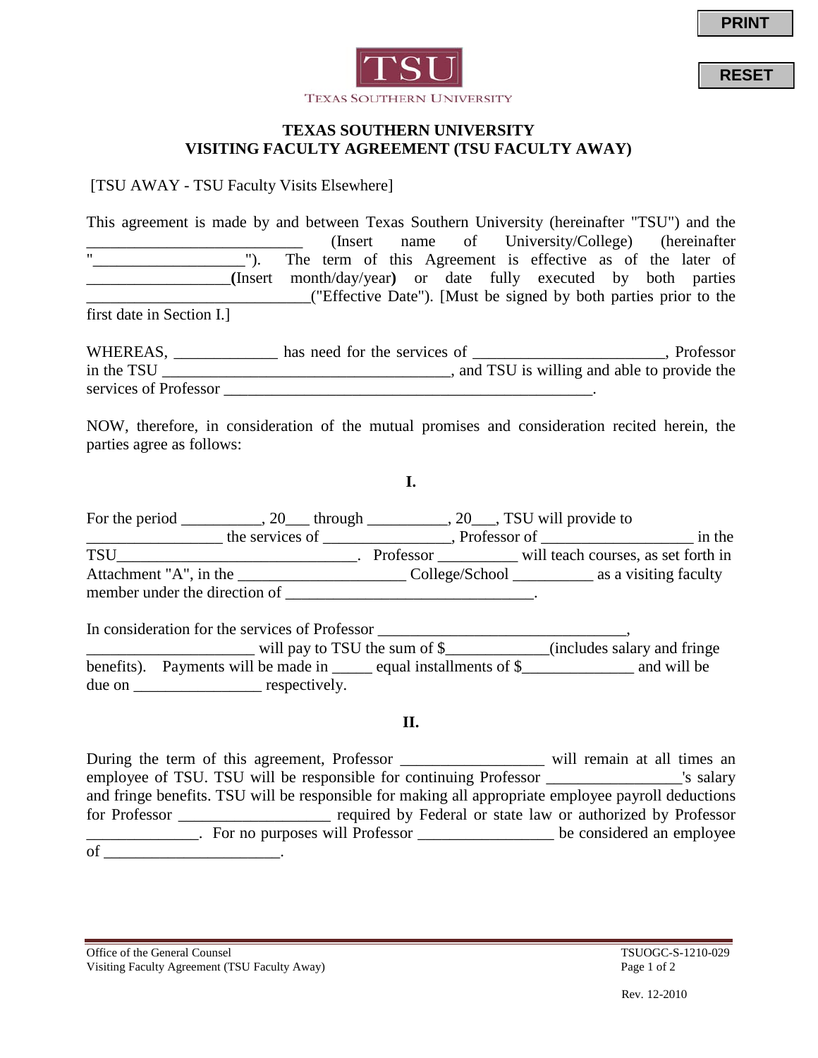PRINT

RESET

TSU

TEXAS SOUTHERN UNIVERSITY

# TEXAS SOUTHERN UNIVERSITY
# VISITING FACULTY AGREEMENT (TSU FACULTY AWAY)

[TSU AWAY - TSU Faculty Visits Elsewhere]

This agreement is made by and between Texas Southern University (hereinafter "TSU") and the ___________________________ (Insert name of University/College) (hereinafter "__________________"). The term of this Agreement is effective as of the later of __________________**(**Insert month/day/year**)** or date fully executed by both parties ____________________________("Effective Date"). [Must be signed by both parties prior to the first date in Section I.]

WHEREAS, _____________ has need for the services of _______________________, Professor in the TSU ____________________________________, and TSU is willing and able to provide the services of Professor ______________________________________________.

NOW, therefore, in consideration of the mutual promises and consideration recited herein, the parties agree as follows:

## I.

For the period __________, 20___ through __________, 20___, TSU will provide to ________________ the services of ________________, Professor of ___________________ in the TSU______________________________. Professor __________ will teach courses, as set forth in Attachment "A", in the ____________________ College/School __________ as a visiting faculty member under the direction of _______________________________.

In consideration for the services of Professor ______________________________, _____________________ will pay to TSU the sum of $_____________(includes salary and fringe benefits). Payments will be made in _____ equal installments of $______________ and will be due on ________________ respectively.

## II.

During the term of this agreement, Professor _________________ will remain at all times an employee of TSU. TSU will be responsible for continuing Professor ________________'s salary and fringe benefits. TSU will be responsible for making all appropriate employee payroll deductions for Professor __________________ required by Federal or state law or authorized by Professor ______________. For no purposes will Professor ________________ be considered an employee of ______________________.

Office of the General Counsel
Visiting Faculty Agreement (TSU Faculty Away)

TSUOGC-S-1210-029

Rev. 12-2010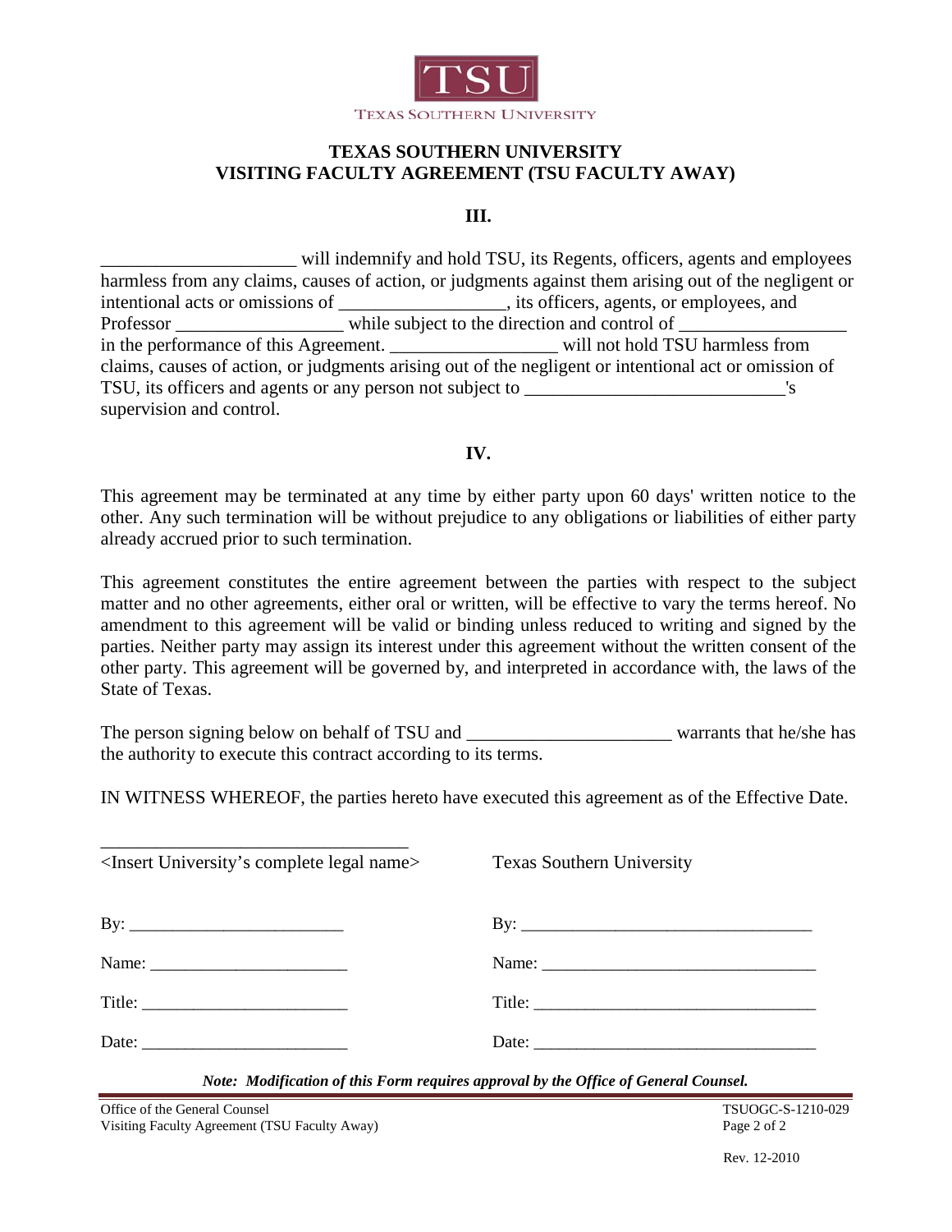TSU

TEXAS SOUTHERN UNIVERSITY

**TEXAS SOUTHERN UNIVERSITY**
**VISITING FACULTY AGREEMENT (TSU FACULTY AWAY)**

**III.**

_____________________ will indemnify and hold TSU, its Regents, officers, agents and employees harmless from any claims, causes of action, or judgments against them arising out of the negligent or intentional acts or omissions of __________________, its officers, agents, or employees, and Professor __________________ while subject to the direction and control of __________________ in the performance of this Agreement. __________________ will not hold TSU harmless from claims, causes of action, or judgments arising out of the negligent or intentional act or omission of TSU, its officers and agents or any person not subject to ____________________________'s supervision and control.

**IV.**

This agreement may be terminated at any time by either party upon 60 days' written notice to the other. Any such termination will be without prejudice to any obligations or liabilities of either party already accrued prior to such termination.

This agreement constitutes the entire agreement between the parties with respect to the subject matter and no other agreements, either oral or written, will be effective to vary the terms hereof. No amendment to this agreement will be valid or binding unless reduced to writing and signed by the parties. Neither party may assign its interest under this agreement without the written consent of the other party. This agreement will be governed by, and interpreted in accordance with, the laws of the State of Texas.

The person signing below on behalf of TSU and ______________________ warrants that he/she has the authority to execute this contract according to its terms.

IN WITNESS WHEREOF, the parties hereto have executed this agreement as of the Effective Date.

__________________________________
<Insert University's complete legal name>

By: ________________________

Name: ______________________

Title: ______________________

Date: ______________________

Texas Southern University

By: _________________________________

Name: _______________________________

Title: _______________________________

Date: _______________________________

***Note: Modification of this Form requires approval by the Office of General Counsel.***

Office of the General Counsel
Visiting Faculty Agreement (TSU Faculty Away)

TSUOGC-S-1210-029

Rev. 12-2010